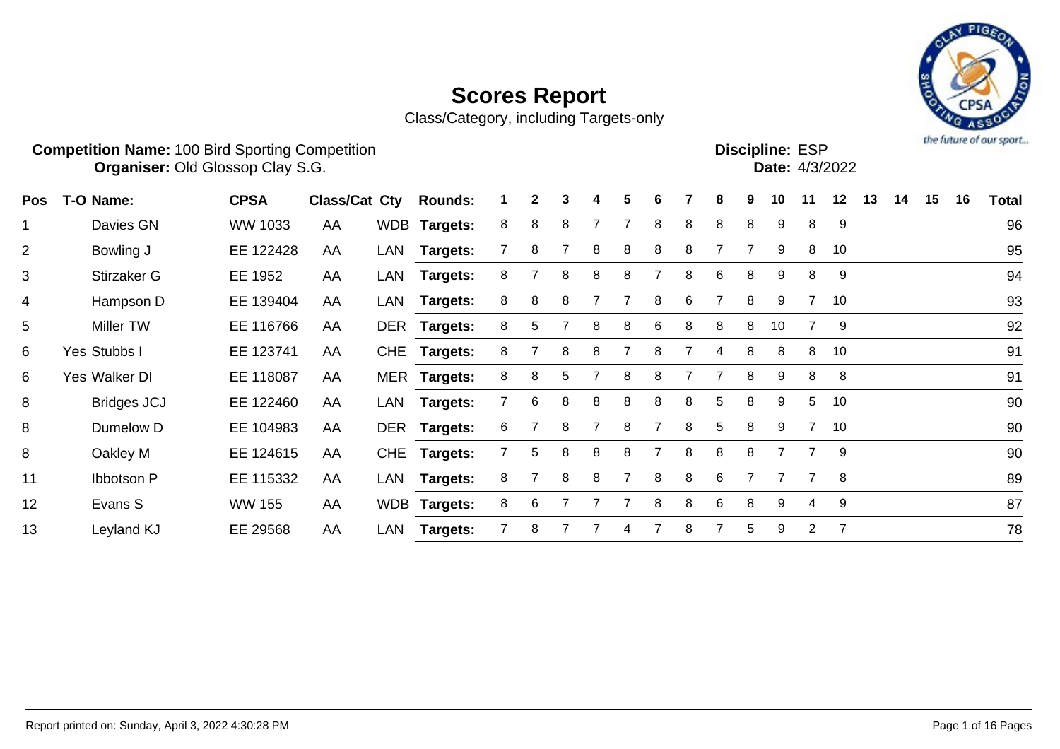# Scores Report

Class/Category, including Targets-only

**Competition Name:** 100 Bird Sporting Competition
**Organiser:** Old Glossop Clay S.G.

**Discipline:** ESP
**Date:** 4/3/2022

| Pos | T-O | Name: | CPSA | Class/Cat | Cty | Rounds: | 1 | 2 | 3 | 4 | 5 | 6 | 7 | 8 | 9 | 10 | 11 | 12 | 13 | 14 | 15 | 16 | Total |
|---|---|---|---|---|---|---|---|---|---|---|---|---|---|---|---|---|---|---|---|---|---|---|---|
| 1 | | Davies GN | WW 1033 | AA | WDB | **Targets:** | 8 | 8 | 8 | 7 | 7 | 8 | 8 | 8 | 8 | 9 | 8 | 9 | | | | | 96 |
| 2 | | Bowling J | EE 122428 | AA | LAN | **Targets:** | 7 | 8 | 7 | 8 | 8 | 8 | 8 | 7 | 7 | 9 | 8 | 10 | | | | | 95 |
| 3 | | Stirzaker G | EE 1952 | AA | LAN | **Targets:** | 8 | 7 | 8 | 8 | 8 | 7 | 8 | 6 | 8 | 9 | 8 | 9 | | | | | 94 |
| 4 | | Hampson D | EE 139404 | AA | LAN | **Targets:** | 8 | 8 | 8 | 7 | 7 | 8 | 6 | 7 | 8 | 9 | 7 | 10 | | | | | 93 |
| 5 | | Miller TW | EE 116766 | AA | DER | **Targets:** | 8 | 5 | 7 | 8 | 8 | 6 | 8 | 8 | 8 | 10 | 7 | 9 | | | | | 92 |
| 6 | Yes | Stubbs I | EE 123741 | AA | CHE | **Targets:** | 8 | 7 | 8 | 8 | 7 | 8 | 7 | 4 | 8 | 8 | 8 | 10 | | | | | 91 |
| 6 | Yes | Walker DI | EE 118087 | AA | MER | **Targets:** | 8 | 8 | 5 | 7 | 8 | 8 | 7 | 7 | 8 | 9 | 8 | 8 | | | | | 91 |
| 8 | | Bridges JCJ | EE 122460 | AA | LAN | **Targets:** | 7 | 6 | 8 | 8 | 8 | 8 | 8 | 5 | 8 | 9 | 5 | 10 | | | | | 90 |
| 8 | | Dumelow D | EE 104983 | AA | DER | **Targets:** | 6 | 7 | 8 | 7 | 8 | 7 | 8 | 5 | 8 | 9 | 7 | 10 | | | | | 90 |
| 8 | | Oakley M | EE 124615 | AA | CHE | **Targets:** | 7 | 5 | 8 | 8 | 8 | 7 | 8 | 8 | 8 | 7 | 7 | 9 | | | | | 90 |
| 11 | | Ibbotson P | EE 115332 | AA | LAN | **Targets:** | 8 | 7 | 8 | 8 | 7 | 8 | 8 | 6 | 7 | 7 | 7 | 8 | | | | | 89 |
| 12 | | Evans S | WW 155 | AA | WDB | **Targets:** | 8 | 6 | 7 | 7 | 7 | 8 | 8 | 6 | 8 | 9 | 4 | 9 | | | | | 87 |
| 13 | | Leyland KJ | EE 29568 | AA | LAN | **Targets:** | 7 | 8 | 7 | 7 | 4 | 7 | 8 | 7 | 5 | 9 | 2 | 7 | | | | | 78 |

Report printed on: Sunday, April 3, 2022 4:30:28 PM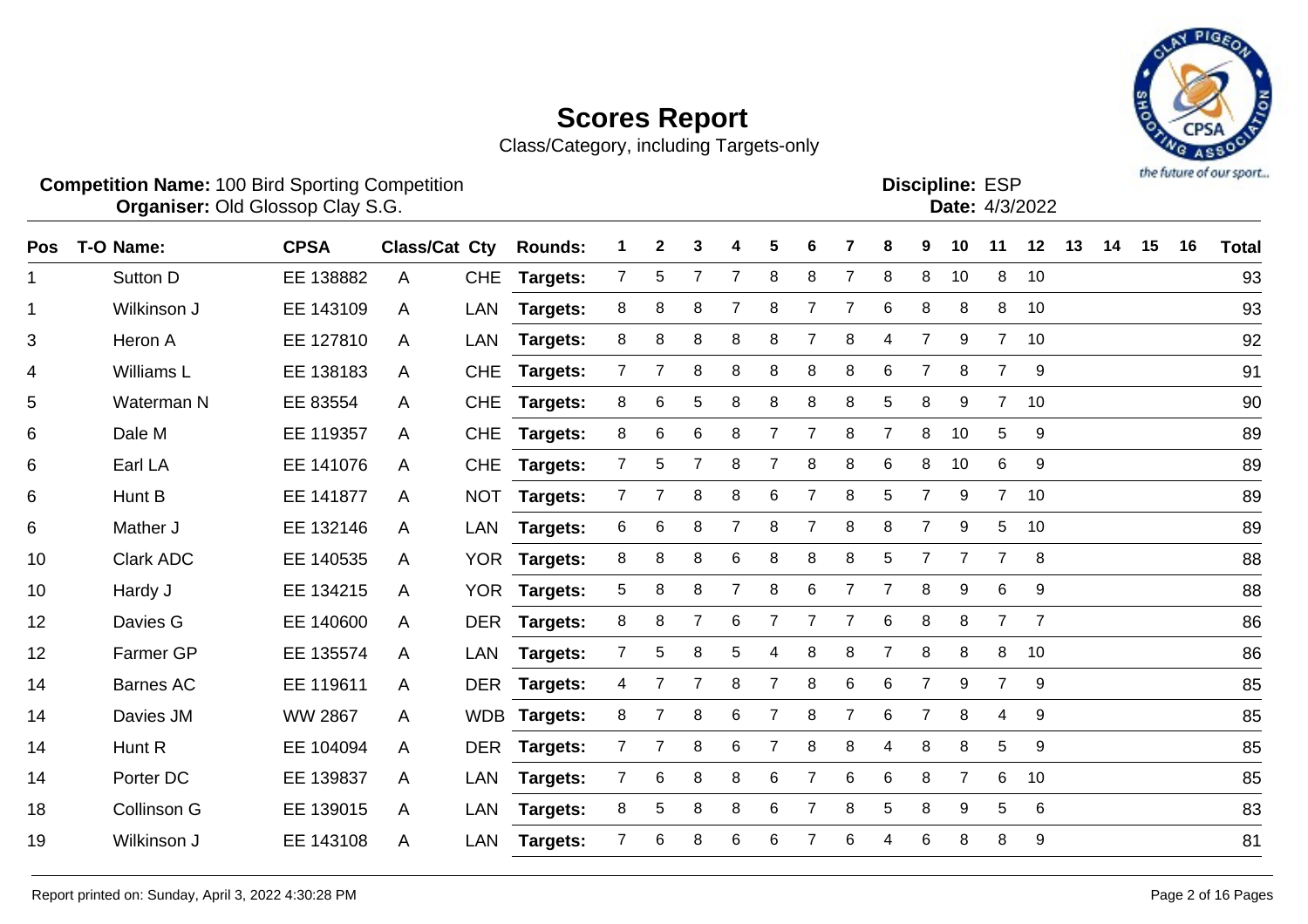# Scores Report

Class/Category, including Targets-only

**Competition Name:** 100 Bird Sporting Competition
**Organiser:** Old Glossop Clay S.G.

**Discipline:** ESP
**Date:** 4/3/2022

| Pos | T-O | Name: | CPSA | Class/Cat | Cty | Rounds: | 1 | 2 | 3 | 4 | 5 | 6 | 7 | 8 | 9 | 10 | 11 | 12 | 13 | 14 | 15 | 16 | Total |
|---|---|---|---|---|---|---|---|---|---|---|---|---|---|---|---|---|---|---|---|---|---|---|---|
| 1 | | Sutton D | EE 138882 | A | CHE | Targets: | 7 | 5 | 7 | 7 | 8 | 8 | 7 | 8 | 8 | 10 | 8 | 10 | | | | | 93 |
| 1 | | Wilkinson J | EE 143109 | A | LAN | Targets: | 8 | 8 | 8 | 7 | 8 | 7 | 7 | 6 | 8 | 8 | 8 | 10 | | | | | 93 |
| 3 | | Heron A | EE 127810 | A | LAN | Targets: | 8 | 8 | 8 | 8 | 8 | 7 | 8 | 4 | 7 | 9 | 7 | 10 | | | | | 92 |
| 4 | | Williams L | EE 138183 | A | CHE | Targets: | 7 | 7 | 8 | 8 | 8 | 8 | 8 | 6 | 7 | 8 | 7 | 9 | | | | | 91 |
| 5 | | Waterman N | EE 83554 | A | CHE | Targets: | 8 | 6 | 5 | 8 | 8 | 8 | 8 | 5 | 8 | 9 | 7 | 10 | | | | | 90 |
| 6 | | Dale M | EE 119357 | A | CHE | Targets: | 8 | 6 | 6 | 8 | 7 | 7 | 8 | 7 | 8 | 10 | 5 | 9 | | | | | 89 |
| 6 | | Earl LA | EE 141076 | A | CHE | Targets: | 7 | 5 | 7 | 8 | 7 | 8 | 8 | 6 | 8 | 10 | 6 | 9 | | | | | 89 |
| 6 | | Hunt B | EE 141877 | A | NOT | Targets: | 7 | 7 | 8 | 8 | 6 | 7 | 8 | 5 | 7 | 9 | 7 | 10 | | | | | 89 |
| 6 | | Mather J | EE 132146 | A | LAN | Targets: | 6 | 6 | 8 | 7 | 8 | 7 | 8 | 8 | 7 | 9 | 5 | 10 | | | | | 89 |
| 10 | | Clark ADC | EE 140535 | A | YOR | Targets: | 8 | 8 | 8 | 6 | 8 | 8 | 8 | 5 | 7 | 7 | 7 | 8 | | | | | 88 |
| 10 | | Hardy J | EE 134215 | A | YOR | Targets: | 5 | 8 | 8 | 7 | 8 | 6 | 7 | 7 | 8 | 9 | 6 | 9 | | | | | 88 |
| 12 | | Davies G | EE 140600 | A | DER | Targets: | 8 | 8 | 7 | 6 | 7 | 7 | 7 | 6 | 8 | 8 | 7 | 7 | | | | | 86 |
| 12 | | Farmer GP | EE 135574 | A | LAN | Targets: | 7 | 5 | 8 | 5 | 4 | 8 | 8 | 7 | 8 | 8 | 8 | 10 | | | | | 86 |
| 14 | | Barnes AC | EE 119611 | A | DER | Targets: | 4 | 7 | 7 | 8 | 7 | 8 | 6 | 6 | 7 | 9 | 7 | 9 | | | | | 85 |
| 14 | | Davies JM | WW 2867 | A | WDB | Targets: | 8 | 7 | 8 | 6 | 7 | 8 | 7 | 6 | 7 | 8 | 4 | 9 | | | | | 85 |
| 14 | | Hunt R | EE 104094 | A | DER | Targets: | 7 | 7 | 8 | 6 | 7 | 8 | 8 | 4 | 8 | 8 | 5 | 9 | | | | | 85 |
| 14 | | Porter DC | EE 139837 | A | LAN | Targets: | 7 | 6 | 8 | 8 | 6 | 7 | 6 | 6 | 8 | 7 | 6 | 10 | | | | | 85 |
| 18 | | Collinson G | EE 139015 | A | LAN | Targets: | 8 | 5 | 8 | 8 | 6 | 7 | 8 | 5 | 8 | 9 | 5 | 6 | | | | | 83 |
| 19 | | Wilkinson J | EE 143108 | A | LAN | Targets: | 7 | 6 | 8 | 6 | 6 | 7 | 6 | 4 | 6 | 8 | 8 | 9 | | | | | 81 |

Report printed on: Sunday, April 3, 2022 4:30:28 PM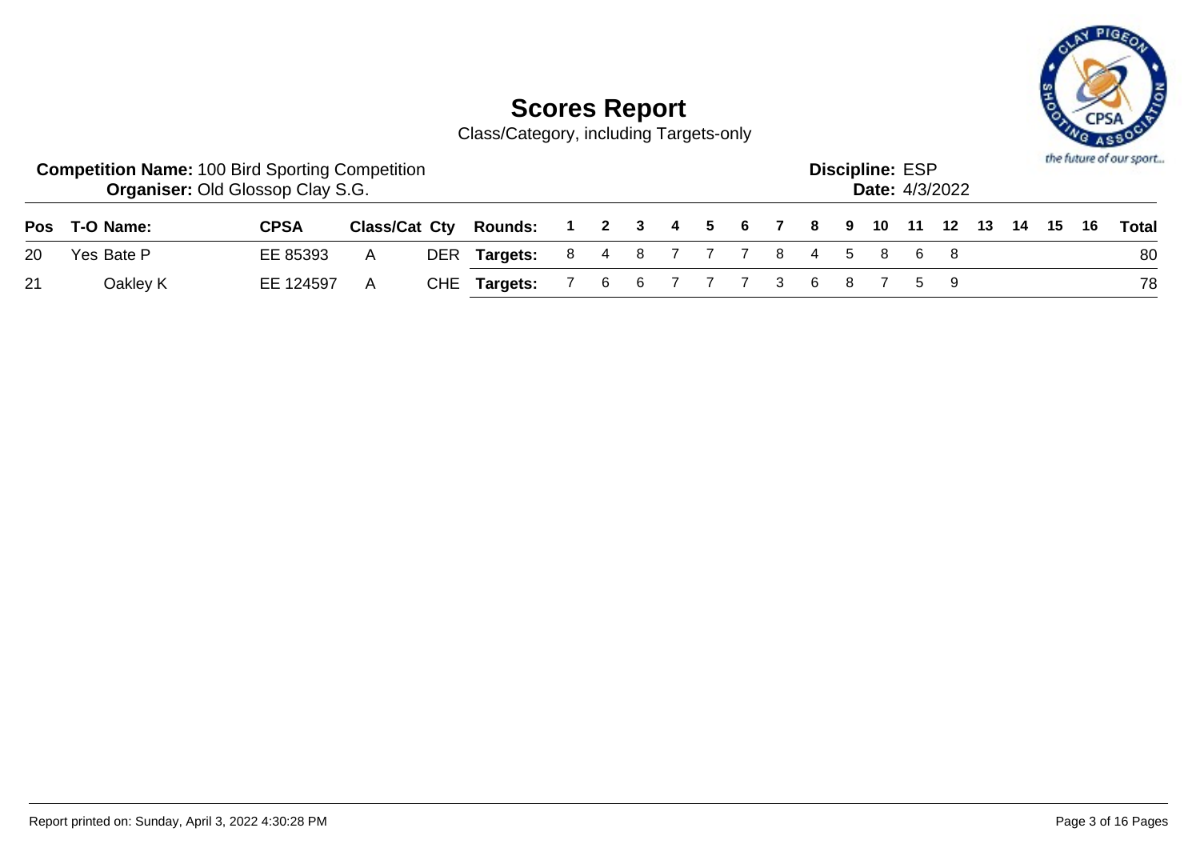# Scores Report

Class/Category, including Targets-only

**Competition Name:** 100 Bird Sporting Competition
**Organiser:** Old Glossop Clay S.G.

**Discipline:** ESP
**Date:** 4/3/2022

the future of our sport...

| Pos | T-O | Name: | CPSA | Class/Cat | Cty | Rounds: | 1 | 2 | 3 | 4 | 5 | 6 | 7 | 8 | 9 | 10 | 11 | 12 | 13 | 14 | 15 | 16 | Total |
|---|---|---|---|---|---|---|---|---|---|---|---|---|---|---|---|---|---|---|---|---|---|---|---|
| 20 | Yes | Bate P | EE 85393 | A | DER | **Targets:** | 8 | 4 | 8 | 7 | 7 | 7 | 8 | 4 | 5 | 8 | 6 | 8 | | | | | 80 |
| 21 | | Oakley K | EE 124597 | A | CHE | **Targets:** | 7 | 6 | 6 | 7 | 7 | 7 | 3 | 6 | 8 | 7 | 5 | 9 | | | | | 78 |

Report printed on: Sunday, April 3, 2022 4:30:28 PM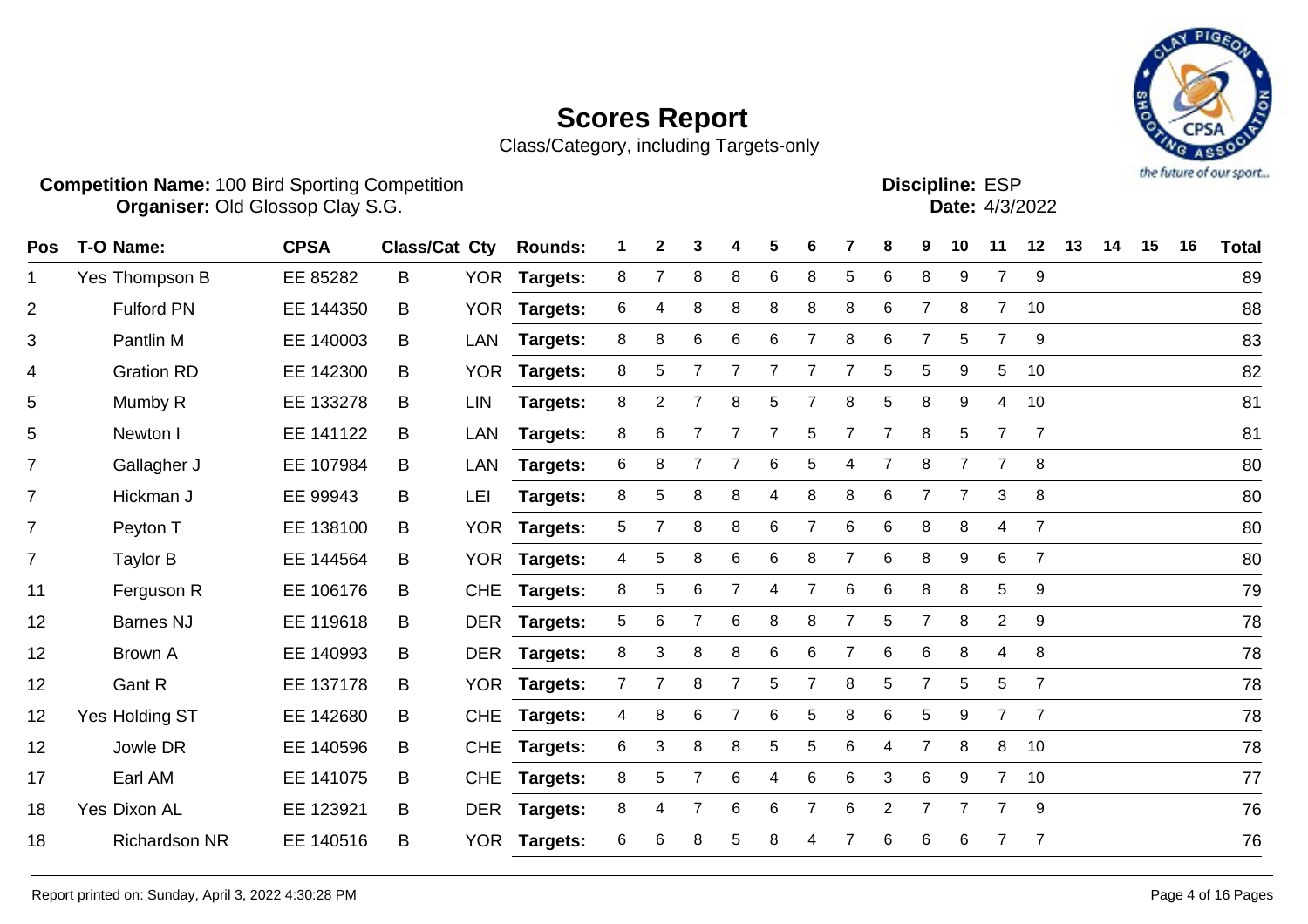# Scores Report

Class/Category, including Targets-only

**Competition Name:** 100 Bird Sporting Competition
**Organiser:** Old Glossop Clay S.G.

**Discipline:** ESP
**Date:** 4/3/2022

| Pos | T-O | Name: | CPSA | Class/Cat | Cty | Rounds: | 1 | 2 | 3 | 4 | 5 | 6 | 7 | 8 | 9 | 10 | 11 | 12 | 13 | 14 | 15 | 16 | Total |
|---|---|---|---|---|---|---|---|---|---|---|---|---|---|---|---|---|---|---|---|---|---|---|---|
| 1 | Yes | Thompson B | EE 85282 | B | YOR | Targets: | 8 | 7 | 8 | 8 | 6 | 8 | 5 | 6 | 8 | 9 | 7 | 9 | | | | | 89 |
| 2 | | Fulford PN | EE 144350 | B | YOR | Targets: | 6 | 4 | 8 | 8 | 8 | 8 | 8 | 6 | 7 | 8 | 7 | 10 | | | | | 88 |
| 3 | | Pantlin M | EE 140003 | B | LAN | Targets: | 8 | 8 | 6 | 6 | 6 | 7 | 8 | 6 | 7 | 5 | 7 | 9 | | | | | 83 |
| 4 | | Gration RD | EE 142300 | B | YOR | Targets: | 8 | 5 | 7 | 7 | 7 | 7 | 7 | 5 | 5 | 9 | 5 | 10 | | | | | 82 |
| 5 | | Mumby R | EE 133278 | B | LIN | Targets: | 8 | 2 | 7 | 8 | 5 | 7 | 8 | 5 | 8 | 9 | 4 | 10 | | | | | 81 |
| 5 | | Newton I | EE 141122 | B | LAN | Targets: | 8 | 6 | 7 | 7 | 7 | 5 | 7 | 7 | 8 | 5 | 7 | 7 | | | | | 81 |
| 7 | | Gallagher J | EE 107984 | B | LAN | Targets: | 6 | 8 | 7 | 7 | 6 | 5 | 4 | 7 | 8 | 7 | 7 | 8 | | | | | 80 |
| 7 | | Hickman J | EE 99943 | B | LEI | Targets: | 8 | 5 | 8 | 8 | 4 | 8 | 8 | 6 | 7 | 7 | 3 | 8 | | | | | 80 |
| 7 | | Peyton T | EE 138100 | B | YOR | Targets: | 5 | 7 | 8 | 8 | 6 | 7 | 6 | 6 | 8 | 8 | 4 | 7 | | | | | 80 |
| 7 | | Taylor B | EE 144564 | B | YOR | Targets: | 4 | 5 | 8 | 6 | 6 | 8 | 7 | 6 | 8 | 9 | 6 | 7 | | | | | 80 |
| 11 | | Ferguson R | EE 106176 | B | CHE | Targets: | 8 | 5 | 6 | 7 | 4 | 7 | 6 | 6 | 8 | 8 | 5 | 9 | | | | | 79 |
| 12 | | Barnes NJ | EE 119618 | B | DER | Targets: | 5 | 6 | 7 | 6 | 8 | 8 | 7 | 5 | 7 | 8 | 2 | 9 | | | | | 78 |
| 12 | | Brown A | EE 140993 | B | DER | Targets: | 8 | 3 | 8 | 8 | 6 | 6 | 7 | 6 | 6 | 8 | 4 | 8 | | | | | 78 |
| 12 | | Gant R | EE 137178 | B | YOR | Targets: | 7 | 7 | 8 | 7 | 5 | 7 | 8 | 5 | 7 | 5 | 5 | 7 | | | | | 78 |
| 12 | Yes | Holding ST | EE 142680 | B | CHE | Targets: | 4 | 8 | 6 | 7 | 6 | 5 | 8 | 6 | 5 | 9 | 7 | 7 | | | | | 78 |
| 12 | | Jowle DR | EE 140596 | B | CHE | Targets: | 6 | 3 | 8 | 8 | 5 | 5 | 6 | 4 | 7 | 8 | 8 | 10 | | | | | 78 |
| 17 | | Earl AM | EE 141075 | B | CHE | Targets: | 8 | 5 | 7 | 6 | 4 | 6 | 6 | 3 | 6 | 9 | 7 | 10 | | | | | 77 |
| 18 | Yes | Dixon AL | EE 123921 | B | DER | Targets: | 8 | 4 | 7 | 6 | 6 | 7 | 6 | 2 | 7 | 7 | 7 | 9 | | | | | 76 |
| 18 | | Richardson NR | EE 140516 | B | YOR | Targets: | 6 | 6 | 8 | 5 | 8 | 4 | 7 | 6 | 6 | 6 | 7 | 7 | | | | | 76 |

Report printed on: Sunday, April 3, 2022 4:30:28 PM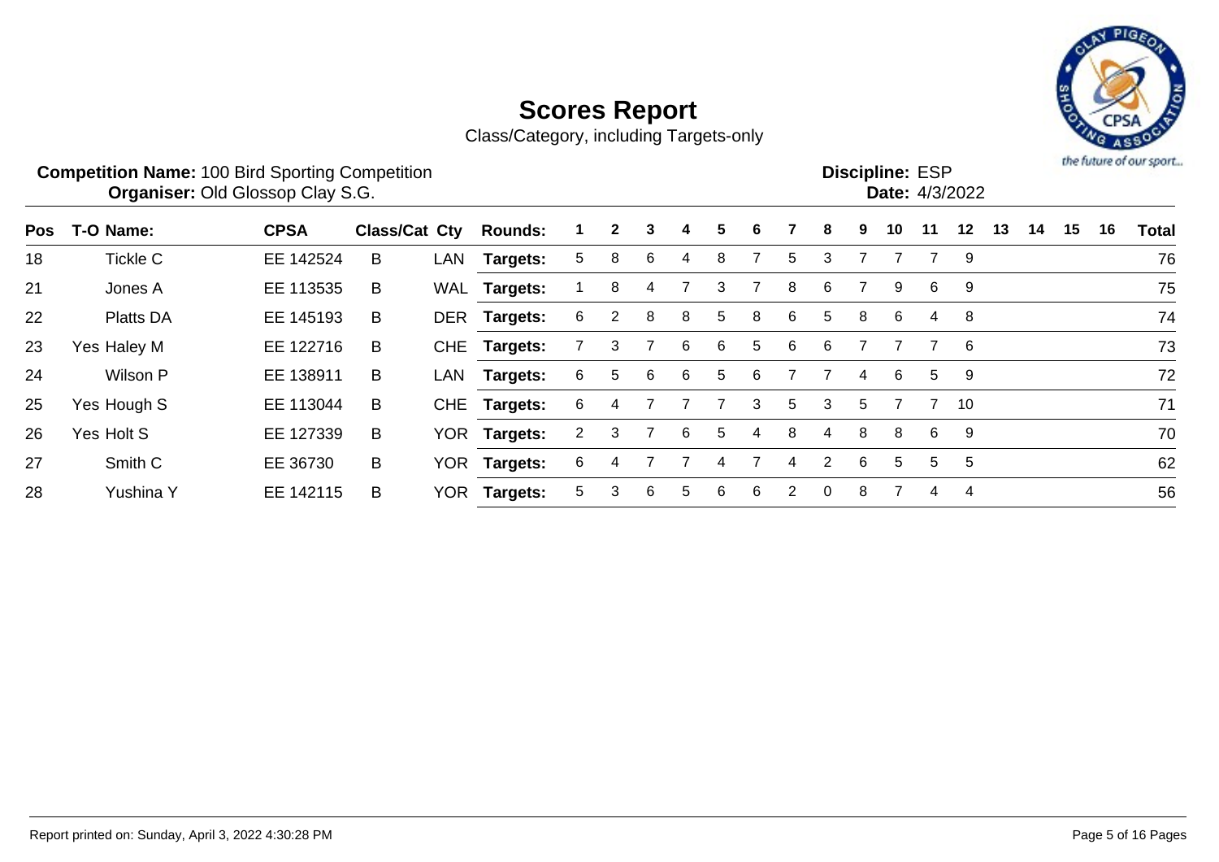# Scores Report

Class/Category, including Targets-only

**Competition Name:** 100 Bird Sporting Competition
**Organiser:** Old Glossop Clay S.G.

**Discipline:** ESP
**Date:** 4/3/2022

| Pos | T-O | Name: | CPSA | Class/Cat | Cty | Rounds: | 1 | 2 | 3 | 4 | 5 | 6 | 7 | 8 | 9 | 10 | 11 | 12 | 13 | 14 | 15 | 16 | Total |
|---|---|---|---|---|---|---|---|---|---|---|---|---|---|---|---|---|---|---|---|---|---|---|---|
| 18 | | Tickle C | EE 142524 | B | LAN | Targets: | 5 | 8 | 6 | 4 | 8 | 7 | 5 | 3 | 7 | 7 | 7 | 9 | | | | | 76 |
| 21 | | Jones A | EE 113535 | B | WAL | Targets: | 1 | 8 | 4 | 7 | 3 | 7 | 8 | 6 | 7 | 9 | 6 | 9 | | | | | 75 |
| 22 | | Platts DA | EE 145193 | B | DER | Targets: | 6 | 2 | 8 | 8 | 5 | 8 | 6 | 5 | 8 | 6 | 4 | 8 | | | | | 74 |
| 23 | Yes | Haley M | EE 122716 | B | CHE | Targets: | 7 | 3 | 7 | 6 | 6 | 5 | 6 | 6 | 7 | 7 | 7 | 6 | | | | | 73 |
| 24 | | Wilson P | EE 138911 | B | LAN | Targets: | 6 | 5 | 6 | 6 | 5 | 6 | 7 | 7 | 4 | 6 | 5 | 9 | | | | | 72 |
| 25 | Yes | Hough S | EE 113044 | B | CHE | Targets: | 6 | 4 | 7 | 7 | 7 | 3 | 5 | 3 | 5 | 7 | 7 | 10 | | | | | 71 |
| 26 | Yes | Holt S | EE 127339 | B | YOR | Targets: | 2 | 3 | 7 | 6 | 5 | 4 | 8 | 4 | 8 | 8 | 6 | 9 | | | | | 70 |
| 27 | | Smith C | EE 36730 | B | YOR | Targets: | 6 | 4 | 7 | 7 | 4 | 7 | 4 | 2 | 6 | 5 | 5 | 5 | | | | | 62 |
| 28 | | Yushina Y | EE 142115 | B | YOR | Targets: | 5 | 3 | 6 | 5 | 6 | 6 | 2 | 0 | 8 | 7 | 4 | 4 | | | | | 56 |

Report printed on: Sunday, April 3, 2022 4:30:28 PM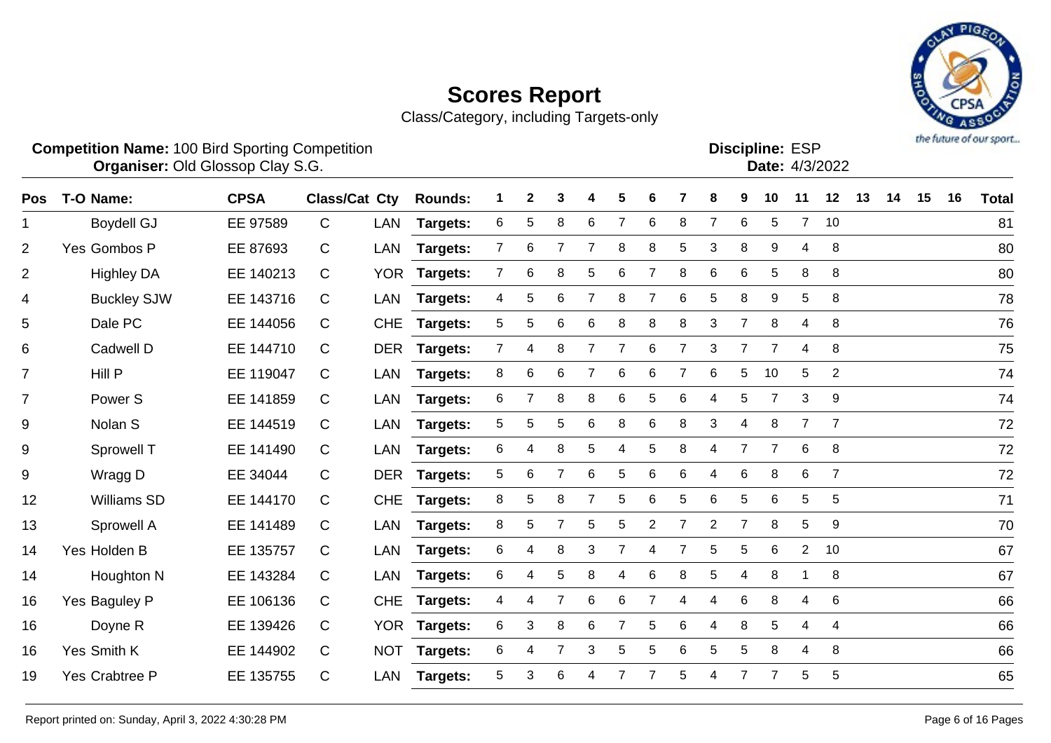# Scores Report

Class/Category, including Targets-only

**Competition Name:** 100 Bird Sporting Competition
**Organiser:** Old Glossop Clay S.G.

**Discipline:** ESP
**Date:** 4/3/2022

| Pos | T-O | Name: | CPSA | Class/Cat | Cty | Rounds: | 1 | 2 | 3 | 4 | 5 | 6 | 7 | 8 | 9 | 10 | 11 | 12 | 13 | 14 | 15 | 16 | Total |
|---|---|---|---|---|---|---|---|---|---|---|---|---|---|---|---|---|---|---|---|---|---|---|---|
| 1 | | Boydell GJ | EE 97589 | C | LAN | Targets: | 6 | 5 | 8 | 6 | 7 | 6 | 8 | 7 | 6 | 5 | 7 | 10 | | | | | 81 |
| 2 | Yes | Gombos P | EE 87693 | C | LAN | Targets: | 7 | 6 | 7 | 7 | 8 | 8 | 5 | 3 | 8 | 9 | 4 | 8 | | | | | 80 |
| 2 | | Highley DA | EE 140213 | C | YOR | Targets: | 7 | 6 | 8 | 5 | 6 | 7 | 8 | 6 | 6 | 5 | 8 | 8 | | | | | 80 |
| 4 | | Buckley SJW | EE 143716 | C | LAN | Targets: | 4 | 5 | 6 | 7 | 8 | 7 | 6 | 5 | 8 | 9 | 5 | 8 | | | | | 78 |
| 5 | | Dale PC | EE 144056 | C | CHE | Targets: | 5 | 5 | 6 | 6 | 8 | 8 | 8 | 3 | 7 | 8 | 4 | 8 | | | | | 76 |
| 6 | | Cadwell D | EE 144710 | C | DER | Targets: | 7 | 4 | 8 | 7 | 7 | 6 | 7 | 3 | 7 | 7 | 4 | 8 | | | | | 75 |
| 7 | | Hill P | EE 119047 | C | LAN | Targets: | 8 | 6 | 6 | 7 | 6 | 6 | 7 | 6 | 5 | 10 | 5 | 2 | | | | | 74 |
| 7 | | Power S | EE 141859 | C | LAN | Targets: | 6 | 7 | 8 | 8 | 6 | 5 | 6 | 4 | 5 | 7 | 3 | 9 | | | | | 74 |
| 9 | | Nolan S | EE 144519 | C | LAN | Targets: | 5 | 5 | 5 | 6 | 8 | 6 | 8 | 3 | 4 | 8 | 7 | 7 | | | | | 72 |
| 9 | | Sprowell T | EE 141490 | C | LAN | Targets: | 6 | 4 | 8 | 5 | 4 | 5 | 8 | 4 | 7 | 7 | 6 | 8 | | | | | 72 |
| 9 | | Wragg D | EE 34044 | C | DER | Targets: | 5 | 6 | 7 | 6 | 5 | 6 | 6 | 4 | 6 | 8 | 6 | 7 | | | | | 72 |
| 12 | | Williams SD | EE 144170 | C | CHE | Targets: | 8 | 5 | 8 | 7 | 5 | 6 | 5 | 6 | 5 | 6 | 5 | 5 | | | | | 71 |
| 13 | | Sprowell A | EE 141489 | C | LAN | Targets: | 8 | 5 | 7 | 5 | 5 | 2 | 7 | 2 | 7 | 8 | 5 | 9 | | | | | 70 |
| 14 | Yes | Holden B | EE 135757 | C | LAN | Targets: | 6 | 4 | 8 | 3 | 7 | 4 | 7 | 5 | 5 | 6 | 2 | 10 | | | | | 67 |
| 14 | | Houghton N | EE 143284 | C | LAN | Targets: | 6 | 4 | 5 | 8 | 4 | 6 | 8 | 5 | 4 | 8 | 1 | 8 | | | | | 67 |
| 16 | Yes | Baguley P | EE 106136 | C | CHE | Targets: | 4 | 4 | 7 | 6 | 6 | 7 | 4 | 4 | 6 | 8 | 4 | 6 | | | | | 66 |
| 16 | | Doyne R | EE 139426 | C | YOR | Targets: | 6 | 3 | 8 | 6 | 7 | 5 | 6 | 4 | 8 | 5 | 4 | 4 | | | | | 66 |
| 16 | Yes | Smith K | EE 144902 | C | NOT | Targets: | 6 | 4 | 7 | 3 | 5 | 5 | 6 | 5 | 5 | 8 | 4 | 8 | | | | | 66 |
| 19 | Yes | Crabtree P | EE 135755 | C | LAN | Targets: | 5 | 3 | 6 | 4 | 7 | 7 | 5 | 4 | 7 | 7 | 5 | 5 | | | | | 65 |

Report printed on: Sunday, April 3, 2022 4:30:28 PM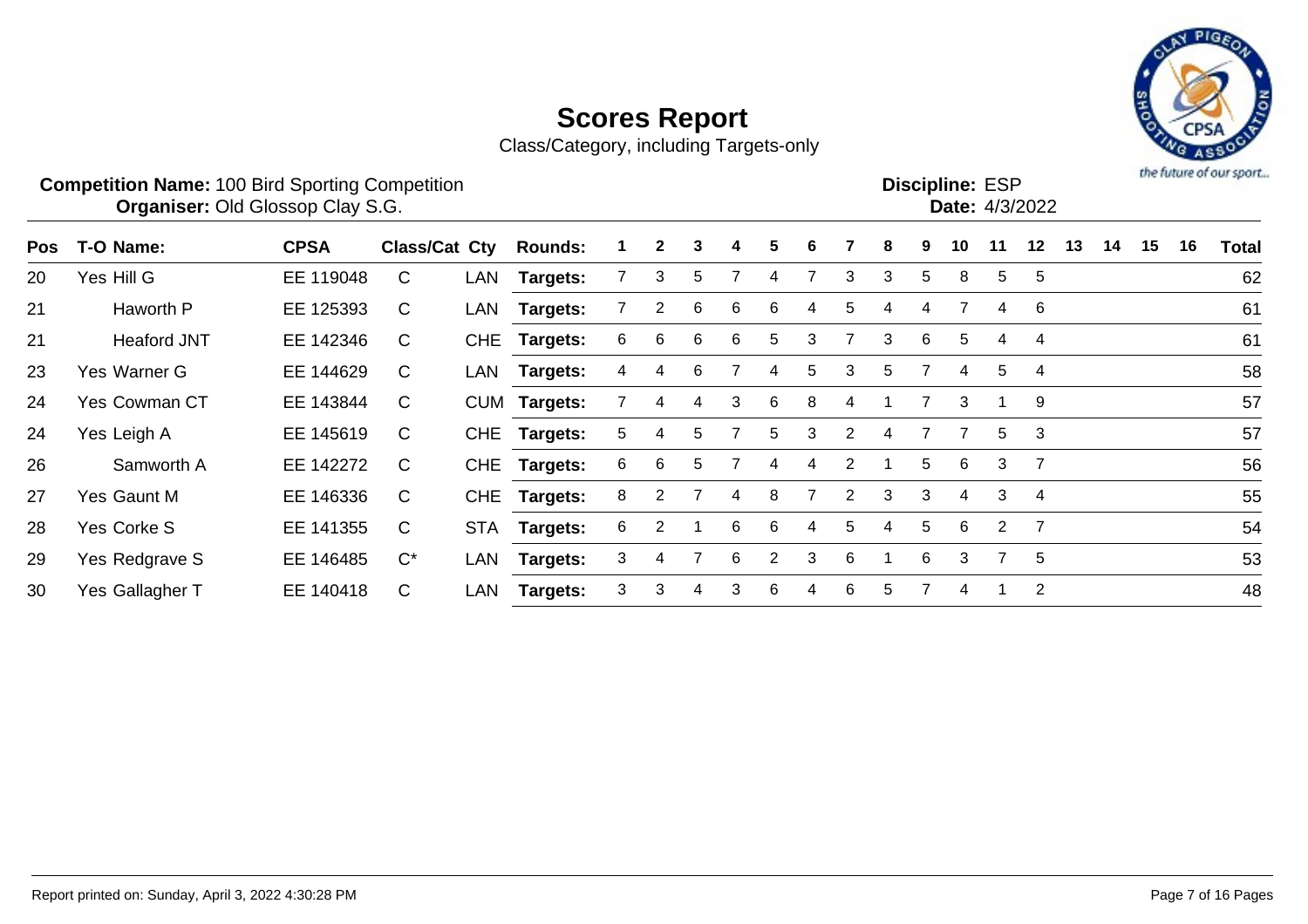# Scores Report

Class/Category, including Targets-only

**Competition Name:** 100 Bird Sporting Competition
**Organiser:** Old Glossop Clay S.G.

**Discipline:** ESP
**Date:** 4/3/2022

| Pos | T-O | Name: | CPSA | Class/Cat | Cty | Rounds: | 1 | 2 | 3 | 4 | 5 | 6 | 7 | 8 | 9 | 10 | 11 | 12 | 13 | 14 | 15 | 16 | Total |
|---|---|---|---|---|---|---|---|---|---|---|---|---|---|---|---|---|---|---|---|---|---|---|---|
| 20 | Yes | Hill G | EE 119048 | C | LAN | Targets: | 7 | 3 | 5 | 7 | 4 | 7 | 3 | 3 | 5 | 8 | 5 | 5 | | | | | 62 |
| 21 | | Haworth P | EE 125393 | C | LAN | Targets: | 7 | 2 | 6 | 6 | 6 | 4 | 5 | 4 | 4 | 7 | 4 | 6 | | | | | 61 |
| 21 | | Heaford JNT | EE 142346 | C | CHE | Targets: | 6 | 6 | 6 | 6 | 5 | 3 | 7 | 3 | 6 | 5 | 4 | 4 | | | | | 61 |
| 23 | Yes | Warner G | EE 144629 | C | LAN | Targets: | 4 | 4 | 6 | 7 | 4 | 5 | 3 | 5 | 7 | 4 | 5 | 4 | | | | | 58 |
| 24 | Yes | Cowman CT | EE 143844 | C | CUM | Targets: | 7 | 4 | 4 | 3 | 6 | 8 | 4 | 1 | 7 | 3 | 1 | 9 | | | | | 57 |
| 24 | Yes | Leigh A | EE 145619 | C | CHE | Targets: | 5 | 4 | 5 | 7 | 5 | 3 | 2 | 4 | 7 | 7 | 5 | 3 | | | | | 57 |
| 26 | | Samworth A | EE 142272 | C | CHE | Targets: | 6 | 6 | 5 | 7 | 4 | 4 | 2 | 1 | 5 | 6 | 3 | 7 | | | | | 56 |
| 27 | Yes | Gaunt M | EE 146336 | C | CHE | Targets: | 8 | 2 | 7 | 4 | 8 | 7 | 2 | 3 | 3 | 4 | 3 | 4 | | | | | 55 |
| 28 | Yes | Corke S | EE 141355 | C | STA | Targets: | 6 | 2 | 1 | 6 | 6 | 4 | 5 | 4 | 5 | 6 | 2 | 7 | | | | | 54 |
| 29 | Yes | Redgrave S | EE 146485 | C* | LAN | Targets: | 3 | 4 | 7 | 6 | 2 | 3 | 6 | 1 | 6 | 3 | 7 | 5 | | | | | 53 |
| 30 | Yes | Gallagher T | EE 140418 | C | LAN | Targets: | 3 | 3 | 4 | 3 | 6 | 4 | 6 | 5 | 7 | 4 | 1 | 2 | | | | | 48 |

Report printed on: Sunday, April 3, 2022 4:30:28 PM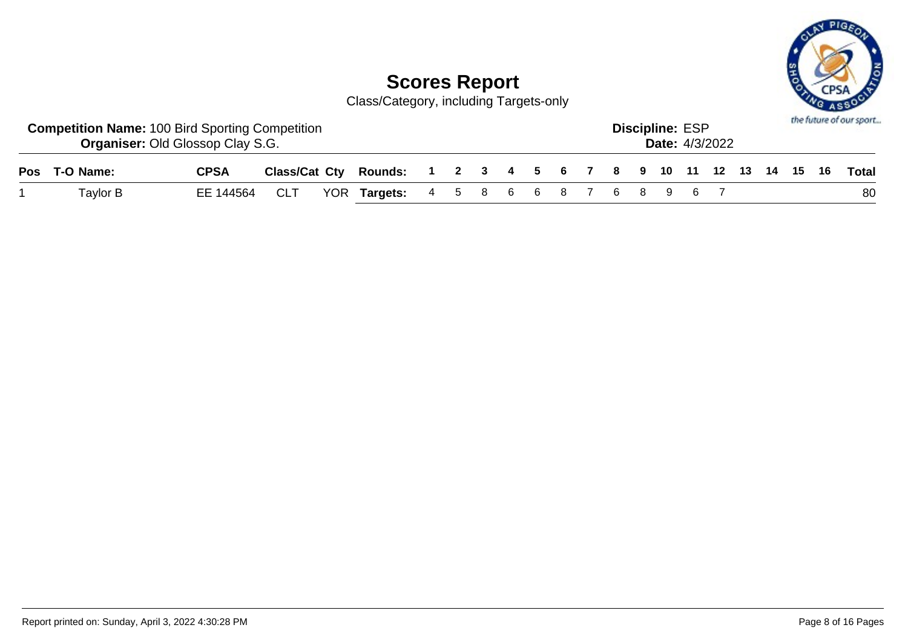# Scores Report

Class/Category, including Targets-only

**Competition Name:** 100 Bird Sporting Competition
**Organiser:** Old Glossop Clay S.G.

**Discipline:** ESP
**Date:** 4/3/2022

| Pos | T-O Name: | CPSA | Class/Cat | Cty | Rounds: | 1 | 2 | 3 | 4 | 5 | 6 | 7 | 8 | 9 | 10 | 11 | 12 | 13 | 14 | 15 | 16 | Total |
|---|---|---|---|---|---|---|---|---|---|---|---|---|---|---|---|---|---|---|---|---|---|---|
| 1 | Taylor B | EE 144564 | CLT | YOR | **Targets:** | 4 | 5 | 8 | 6 | 6 | 8 | 7 | 6 | 8 | 9 | 6 | 7 | | | | | 80 |

Report printed on: Sunday, April 3, 2022 4:30:28 PM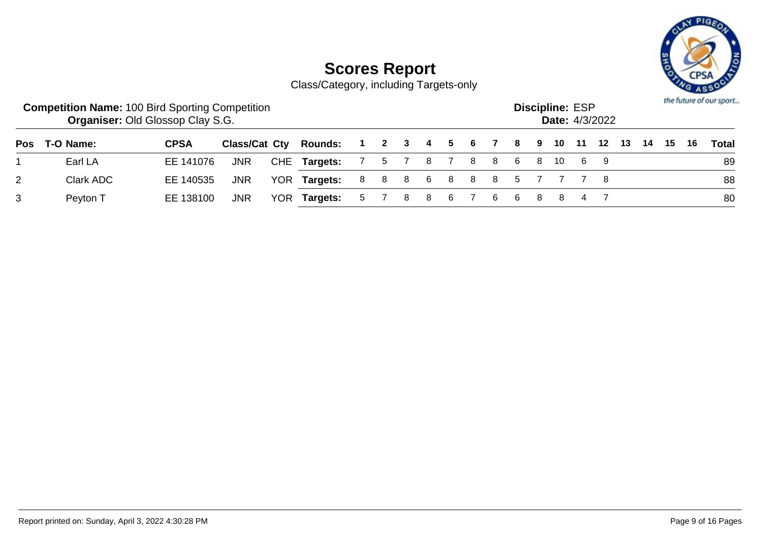# Scores Report

Class/Category, including Targets-only

**Competition Name:** 100 Bird Sporting Competition
**Organiser:** Old Glossop Clay S.G.

**Discipline:** ESP
**Date:** 4/3/2022

| Pos | T-O | Name: | CPSA | Class/Cat | Cty | Rounds: | 1 | 2 | 3 | 4 | 5 | 6 | 7 | 8 | 9 | 10 | 11 | 12 | 13 | 14 | 15 | 16 | Total |
|---|---|---|---|---|---|---|---|---|---|---|---|---|---|---|---|---|---|---|---|---|---|---|---|
| 1 | | Earl LA | EE 141076 | JNR | CHE | **Targets:** | 7 | 5 | 7 | 8 | 7 | 8 | 8 | 6 | 8 | 10 | 6 | 9 | | | | | 89 |
| 2 | | Clark ADC | EE 140535 | JNR | YOR | **Targets:** | 8 | 8 | 8 | 6 | 8 | 8 | 8 | 5 | 7 | 7 | 7 | 8 | | | | | 88 |
| 3 | | Peyton T | EE 138100 | JNR | YOR | **Targets:** | 5 | 7 | 8 | 8 | 6 | 7 | 6 | 6 | 8 | 8 | 4 | 7 | | | | | 80 |

Report printed on: Sunday, April 3, 2022 4:30:28 PM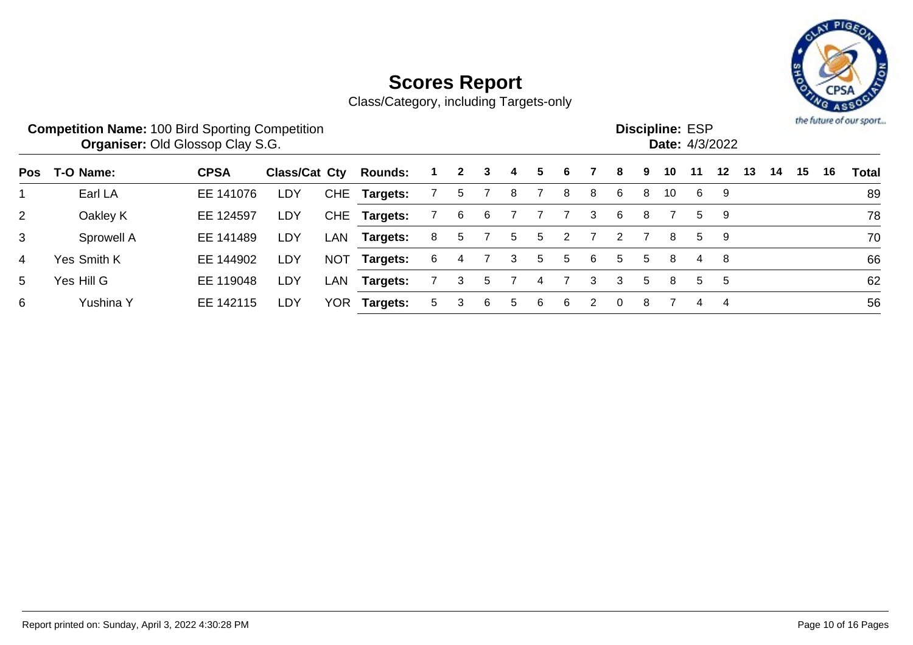# Scores Report

Class/Category, including Targets-only

**Competition Name:** 100 Bird Sporting Competition
**Organiser:** Old Glossop Clay S.G.

**Discipline:** ESP
**Date:** 4/3/2022

| Pos | T-O | Name: | CPSA | Class/Cat | Cty | Rounds: | 1 | 2 | 3 | 4 | 5 | 6 | 7 | 8 | 9 | 10 | 11 | 12 | 13 | 14 | 15 | 16 | Total |
|---|---|---|---|---|---|---|---|---|---|---|---|---|---|---|---|---|---|---|---|---|---|---|---|
| 1 | | Earl LA | EE 141076 | LDY | CHE | **Targets:** | 7 | 5 | 7 | 8 | 7 | 8 | 8 | 6 | 8 | 10 | 6 | 9 | | | | | 89 |
| 2 | | Oakley K | EE 124597 | LDY | CHE | **Targets:** | 7 | 6 | 6 | 7 | 7 | 7 | 3 | 6 | 8 | 7 | 5 | 9 | | | | | 78 |
| 3 | | Sprowell A | EE 141489 | LDY | LAN | **Targets:** | 8 | 5 | 7 | 5 | 5 | 2 | 7 | 2 | 7 | 8 | 5 | 9 | | | | | 70 |
| 4 | Yes | Smith K | EE 144902 | LDY | NOT | **Targets:** | 6 | 4 | 7 | 3 | 5 | 5 | 6 | 5 | 5 | 8 | 4 | 8 | | | | | 66 |
| 5 | Yes | Hill G | EE 119048 | LDY | LAN | **Targets:** | 7 | 3 | 5 | 7 | 4 | 7 | 3 | 3 | 5 | 8 | 5 | 5 | | | | | 62 |
| 6 | | Yushina Y | EE 142115 | LDY | YOR | **Targets:** | 5 | 3 | 6 | 5 | 6 | 6 | 2 | 0 | 8 | 7 | 4 | 4 | | | | | 56 |

Report printed on: Sunday, April 3, 2022 4:30:28 PM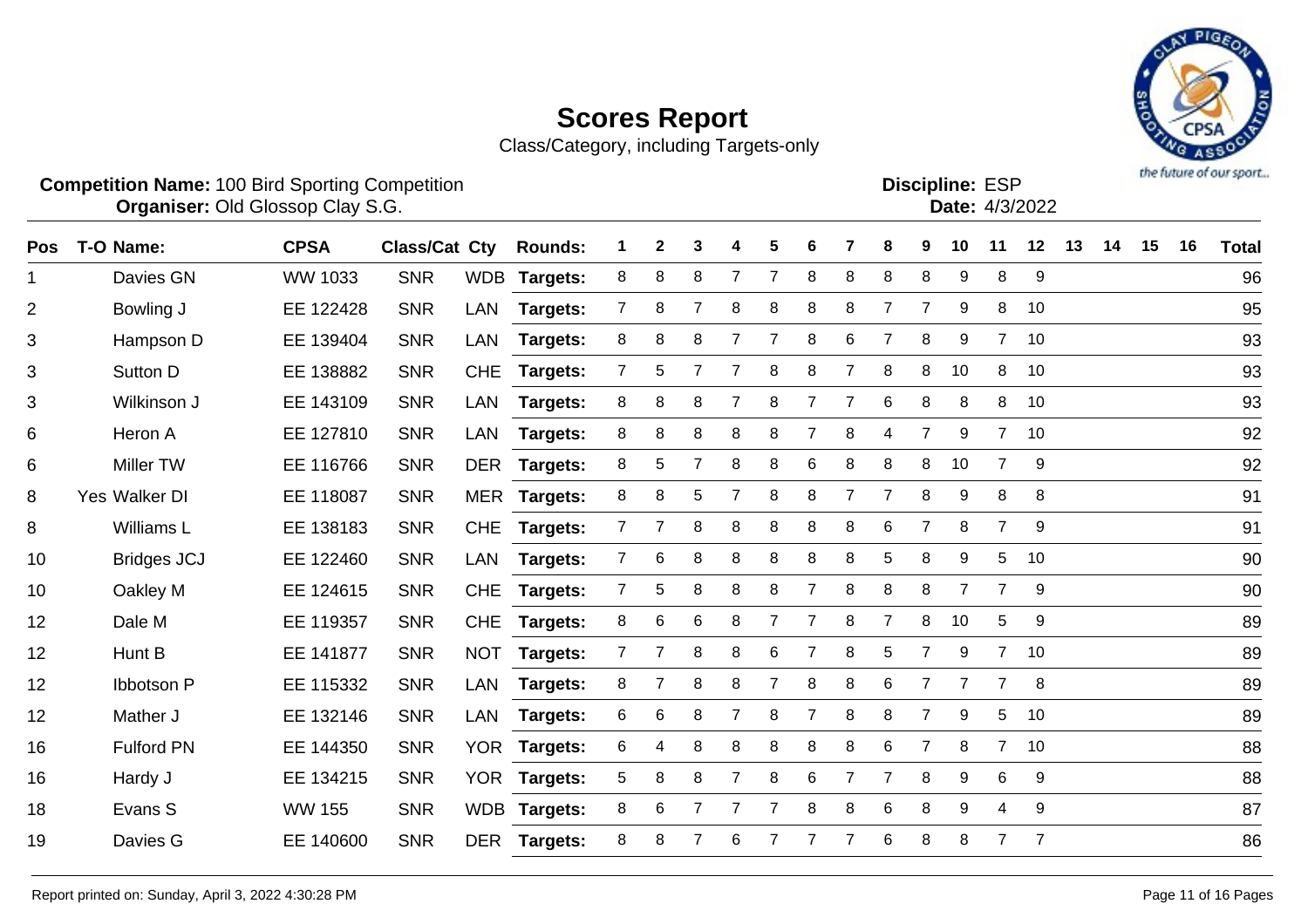# Scores Report

Class/Category, including Targets-only

**Competition Name:** 100 Bird Sporting Competition
**Organiser:** Old Glossop Clay S.G.

**Discipline:** ESP
**Date:** 4/3/2022

| Pos | T-O | Name: | CPSA | Class/Cat | Cty | Rounds: | 1 | 2 | 3 | 4 | 5 | 6 | 7 | 8 | 9 | 10 | 11 | 12 | 13 | 14 | 15 | 16 | Total |
|---|---|---|---|---|---|---|---|---|---|---|---|---|---|---|---|---|---|---|---|---|---|---|---|
| 1 | | Davies GN | WW 1033 | SNR | WDB | Targets: | 8 | 8 | 8 | 7 | 7 | 8 | 8 | 8 | 8 | 9 | 8 | 9 | | | | | 96 |
| 2 | | Bowling J | EE 122428 | SNR | LAN | Targets: | 7 | 8 | 7 | 8 | 8 | 8 | 8 | 7 | 7 | 9 | 8 | 10 | | | | | 95 |
| 3 | | Hampson D | EE 139404 | SNR | LAN | Targets: | 8 | 8 | 8 | 7 | 7 | 8 | 6 | 7 | 8 | 9 | 7 | 10 | | | | | 93 |
| 3 | | Sutton D | EE 138882 | SNR | CHE | Targets: | 7 | 5 | 7 | 7 | 8 | 8 | 7 | 8 | 8 | 10 | 8 | 10 | | | | | 93 |
| 3 | | Wilkinson J | EE 143109 | SNR | LAN | Targets: | 8 | 8 | 8 | 7 | 8 | 7 | 7 | 6 | 8 | 8 | 8 | 10 | | | | | 93 |
| 6 | | Heron A | EE 127810 | SNR | LAN | Targets: | 8 | 8 | 8 | 8 | 8 | 7 | 8 | 4 | 7 | 9 | 7 | 10 | | | | | 92 |
| 6 | | Miller TW | EE 116766 | SNR | DER | Targets: | 8 | 5 | 7 | 8 | 8 | 6 | 8 | 8 | 8 | 10 | 7 | 9 | | | | | 92 |
| 8 | Yes | Walker DI | EE 118087 | SNR | MER | Targets: | 8 | 8 | 5 | 7 | 8 | 8 | 7 | 7 | 8 | 9 | 8 | 8 | | | | | 91 |
| 8 | | Williams L | EE 138183 | SNR | CHE | Targets: | 7 | 7 | 8 | 8 | 8 | 8 | 8 | 6 | 7 | 8 | 7 | 9 | | | | | 91 |
| 10 | | Bridges JCJ | EE 122460 | SNR | LAN | Targets: | 7 | 6 | 8 | 8 | 8 | 8 | 8 | 5 | 8 | 9 | 5 | 10 | | | | | 90 |
| 10 | | Oakley M | EE 124615 | SNR | CHE | Targets: | 7 | 5 | 8 | 8 | 8 | 7 | 8 | 8 | 8 | 7 | 7 | 9 | | | | | 90 |
| 12 | | Dale M | EE 119357 | SNR | CHE | Targets: | 8 | 6 | 6 | 8 | 7 | 7 | 8 | 7 | 8 | 10 | 5 | 9 | | | | | 89 |
| 12 | | Hunt B | EE 141877 | SNR | NOT | Targets: | 7 | 7 | 8 | 8 | 6 | 7 | 8 | 5 | 7 | 9 | 7 | 10 | | | | | 89 |
| 12 | | Ibbotson P | EE 115332 | SNR | LAN | Targets: | 8 | 7 | 8 | 8 | 7 | 8 | 8 | 6 | 7 | 7 | 7 | 8 | | | | | 89 |
| 12 | | Mather J | EE 132146 | SNR | LAN | Targets: | 6 | 6 | 8 | 7 | 8 | 7 | 8 | 8 | 7 | 9 | 5 | 10 | | | | | 89 |
| 16 | | Fulford PN | EE 144350 | SNR | YOR | Targets: | 6 | 4 | 8 | 8 | 8 | 8 | 8 | 6 | 7 | 8 | 7 | 10 | | | | | 88 |
| 16 | | Hardy J | EE 134215 | SNR | YOR | Targets: | 5 | 8 | 8 | 7 | 8 | 6 | 7 | 7 | 8 | 9 | 6 | 9 | | | | | 88 |
| 18 | | Evans S | WW 155 | SNR | WDB | Targets: | 8 | 6 | 7 | 7 | 7 | 8 | 8 | 6 | 8 | 9 | 4 | 9 | | | | | 87 |
| 19 | | Davies G | EE 140600 | SNR | DER | Targets: | 8 | 8 | 7 | 6 | 7 | 7 | 7 | 6 | 8 | 8 | 7 | 7 | | | | | 86 |

Report printed on: Sunday, April 3, 2022 4:30:28 PM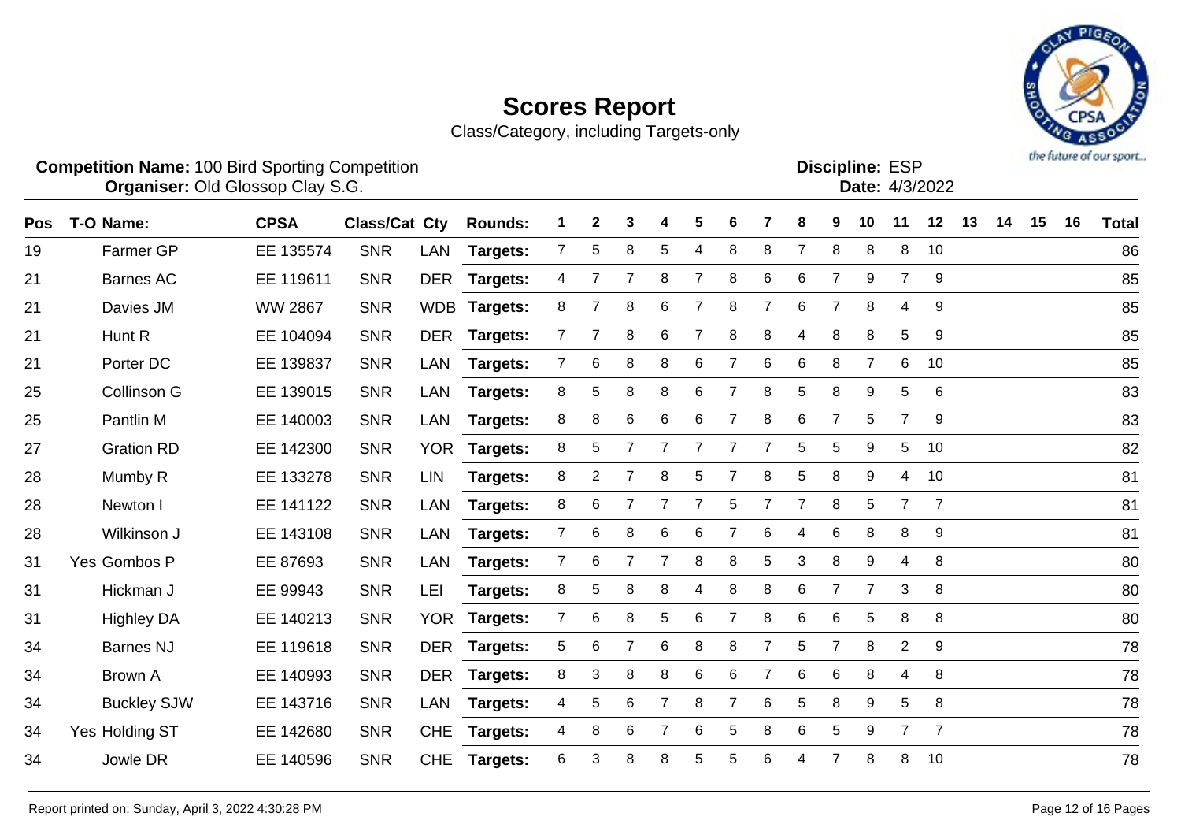# Scores Report

Class/Category, including Targets-only

**Competition Name:** 100 Bird Sporting Competition
**Organiser:** Old Glossop Clay S.G.

**Discipline:** ESP
**Date:** 4/3/2022

| Pos | T-O | Name: | CPSA | Class/Cat | Cty | Rounds: | 1 | 2 | 3 | 4 | 5 | 6 | 7 | 8 | 9 | 10 | 11 | 12 | 13 | 14 | 15 | 16 | Total |
|---|---|---|---|---|---|---|---|---|---|---|---|---|---|---|---|---|---|---|---|---|---|---|---|
| 19 | | Farmer GP | EE 135574 | SNR | LAN | Targets: | 7 | 5 | 8 | 5 | 4 | 8 | 8 | 7 | 8 | 8 | 8 | 10 | | | | | 86 |
| 21 | | Barnes AC | EE 119611 | SNR | DER | Targets: | 4 | 7 | 7 | 8 | 7 | 8 | 6 | 6 | 7 | 9 | 7 | 9 | | | | | 85 |
| 21 | | Davies JM | WW 2867 | SNR | WDB | Targets: | 8 | 7 | 8 | 6 | 7 | 8 | 7 | 6 | 7 | 8 | 4 | 9 | | | | | 85 |
| 21 | | Hunt R | EE 104094 | SNR | DER | Targets: | 7 | 7 | 8 | 6 | 7 | 8 | 8 | 4 | 8 | 8 | 5 | 9 | | | | | 85 |
| 21 | | Porter DC | EE 139837 | SNR | LAN | Targets: | 7 | 6 | 8 | 8 | 6 | 7 | 6 | 6 | 8 | 7 | 6 | 10 | | | | | 85 |
| 25 | | Collinson G | EE 139015 | SNR | LAN | Targets: | 8 | 5 | 8 | 8 | 6 | 7 | 8 | 5 | 8 | 9 | 5 | 6 | | | | | 83 |
| 25 | | Pantlin M | EE 140003 | SNR | LAN | Targets: | 8 | 8 | 6 | 6 | 6 | 7 | 8 | 6 | 7 | 5 | 7 | 9 | | | | | 83 |
| 27 | | Gration RD | EE 142300 | SNR | YOR | Targets: | 8 | 5 | 7 | 7 | 7 | 7 | 7 | 5 | 5 | 9 | 5 | 10 | | | | | 82 |
| 28 | | Mumby R | EE 133278 | SNR | LIN | Targets: | 8 | 2 | 7 | 8 | 5 | 7 | 8 | 5 | 8 | 9 | 4 | 10 | | | | | 81 |
| 28 | | Newton I | EE 141122 | SNR | LAN | Targets: | 8 | 6 | 7 | 7 | 7 | 5 | 7 | 7 | 8 | 5 | 7 | 7 | | | | | 81 |
| 28 | | Wilkinson J | EE 143108 | SNR | LAN | Targets: | 7 | 6 | 8 | 6 | 6 | 7 | 6 | 4 | 6 | 8 | 8 | 9 | | | | | 81 |
| 31 | Yes | Gombos P | EE 87693 | SNR | LAN | Targets: | 7 | 6 | 7 | 7 | 8 | 8 | 5 | 3 | 8 | 9 | 4 | 8 | | | | | 80 |
| 31 | | Hickman J | EE 99943 | SNR | LEI | Targets: | 8 | 5 | 8 | 8 | 4 | 8 | 8 | 6 | 7 | 7 | 3 | 8 | | | | | 80 |
| 31 | | Highley DA | EE 140213 | SNR | YOR | Targets: | 7 | 6 | 8 | 5 | 6 | 7 | 8 | 6 | 6 | 5 | 8 | 8 | | | | | 80 |
| 34 | | Barnes NJ | EE 119618 | SNR | DER | Targets: | 5 | 6 | 7 | 6 | 8 | 8 | 7 | 5 | 7 | 8 | 2 | 9 | | | | | 78 |
| 34 | | Brown A | EE 140993 | SNR | DER | Targets: | 8 | 3 | 8 | 8 | 6 | 6 | 7 | 6 | 6 | 8 | 4 | 8 | | | | | 78 |
| 34 | | Buckley SJW | EE 143716 | SNR | LAN | Targets: | 4 | 5 | 6 | 7 | 8 | 7 | 6 | 5 | 8 | 9 | 5 | 8 | | | | | 78 |
| 34 | Yes | Holding ST | EE 142680 | SNR | CHE | Targets: | 4 | 8 | 6 | 7 | 6 | 5 | 8 | 6 | 5 | 9 | 7 | 7 | | | | | 78 |
| 34 | | Jowle DR | EE 140596 | SNR | CHE | Targets: | 6 | 3 | 8 | 8 | 5 | 5 | 6 | 4 | 7 | 8 | 8 | 10 | | | | | 78 |

Report printed on: Sunday, April 3, 2022 4:30:28 PM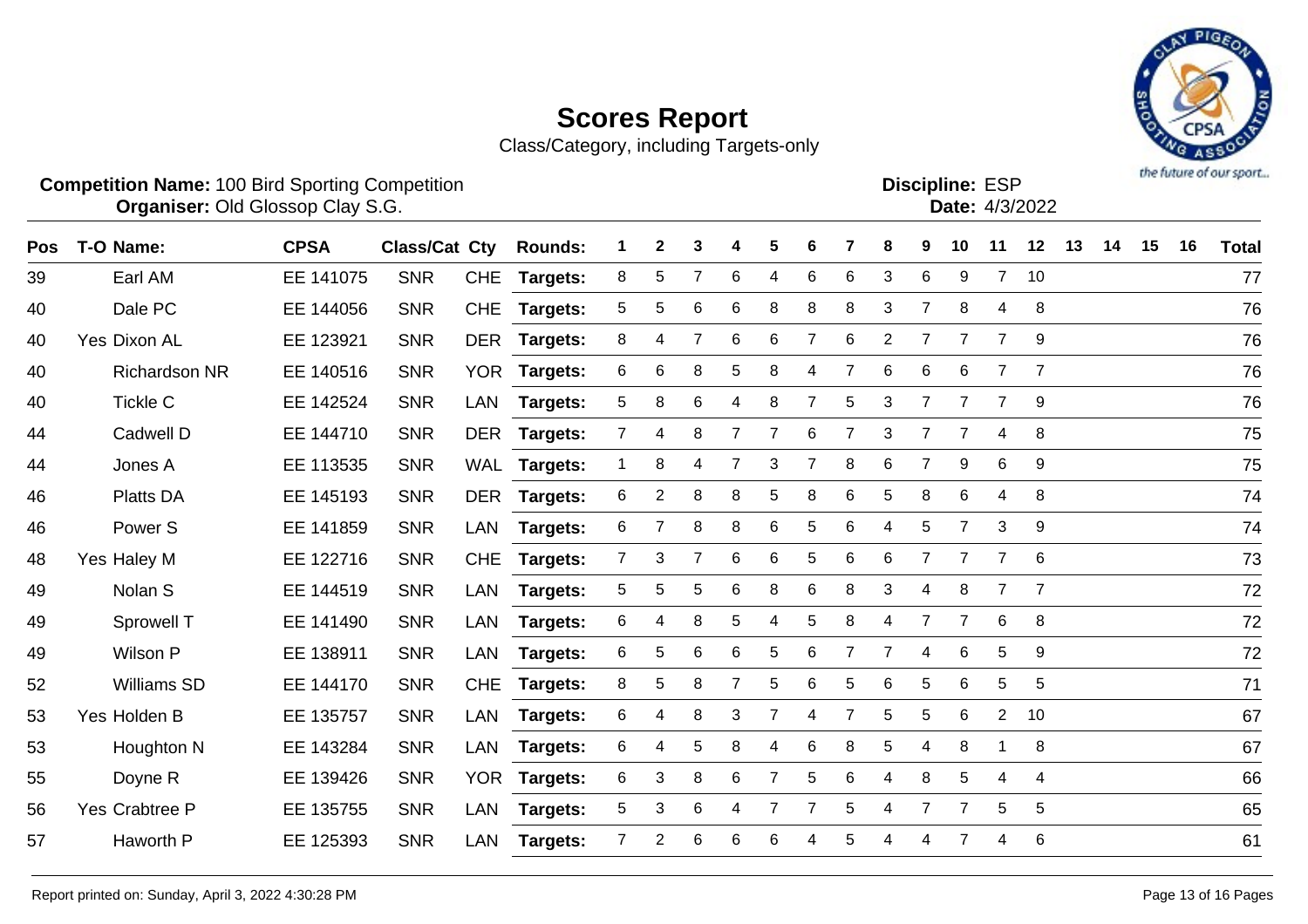# Scores Report

Class/Category, including Targets-only

**Competition Name:** 100 Bird Sporting Competition
**Organiser:** Old Glossop Clay S.G.

**Discipline:** ESP
**Date:** 4/3/2022

| Pos | T-O | Name: | CPSA | Class/Cat | Cty | Rounds: | 1 | 2 | 3 | 4 | 5 | 6 | 7 | 8 | 9 | 10 | 11 | 12 | 13 | 14 | 15 | 16 | Total |
|---|---|---|---|---|---|---|---|---|---|---|---|---|---|---|---|---|---|---|---|---|---|---|---|
| 39 | | Earl AM | EE 141075 | SNR | CHE | Targets: | 8 | 5 | 7 | 6 | 4 | 6 | 6 | 3 | 6 | 9 | 7 | 10 | | | | | 77 |
| 40 | | Dale PC | EE 144056 | SNR | CHE | Targets: | 5 | 5 | 6 | 6 | 8 | 8 | 8 | 3 | 7 | 8 | 4 | 8 | | | | | 76 |
| 40 | Yes | Dixon AL | EE 123921 | SNR | DER | Targets: | 8 | 4 | 7 | 6 | 6 | 7 | 6 | 2 | 7 | 7 | 7 | 9 | | | | | 76 |
| 40 | | Richardson NR | EE 140516 | SNR | YOR | Targets: | 6 | 6 | 8 | 5 | 8 | 4 | 7 | 6 | 6 | 6 | 7 | 7 | | | | | 76 |
| 40 | | Tickle C | EE 142524 | SNR | LAN | Targets: | 5 | 8 | 6 | 4 | 8 | 7 | 5 | 3 | 7 | 7 | 7 | 9 | | | | | 76 |
| 44 | | Cadwell D | EE 144710 | SNR | DER | Targets: | 7 | 4 | 8 | 7 | 7 | 6 | 7 | 3 | 7 | 7 | 4 | 8 | | | | | 75 |
| 44 | | Jones A | EE 113535 | SNR | WAL | Targets: | 1 | 8 | 4 | 7 | 3 | 7 | 8 | 6 | 7 | 9 | 6 | 9 | | | | | 75 |
| 46 | | Platts DA | EE 145193 | SNR | DER | Targets: | 6 | 2 | 8 | 8 | 5 | 8 | 6 | 5 | 8 | 6 | 4 | 8 | | | | | 74 |
| 46 | | Power S | EE 141859 | SNR | LAN | Targets: | 6 | 7 | 8 | 8 | 6 | 5 | 6 | 4 | 5 | 7 | 3 | 9 | | | | | 74 |
| 48 | Yes | Haley M | EE 122716 | SNR | CHE | Targets: | 7 | 3 | 7 | 6 | 6 | 5 | 6 | 6 | 7 | 7 | 7 | 6 | | | | | 73 |
| 49 | | Nolan S | EE 144519 | SNR | LAN | Targets: | 5 | 5 | 5 | 6 | 8 | 6 | 8 | 3 | 4 | 8 | 7 | 7 | | | | | 72 |
| 49 | | Sprowell T | EE 141490 | SNR | LAN | Targets: | 6 | 4 | 8 | 5 | 4 | 5 | 8 | 4 | 7 | 7 | 6 | 8 | | | | | 72 |
| 49 | | Wilson P | EE 138911 | SNR | LAN | Targets: | 6 | 5 | 6 | 6 | 5 | 6 | 7 | 7 | 4 | 6 | 5 | 9 | | | | | 72 |
| 52 | | Williams SD | EE 144170 | SNR | CHE | Targets: | 8 | 5 | 8 | 7 | 5 | 6 | 5 | 6 | 5 | 6 | 5 | 5 | | | | | 71 |
| 53 | Yes | Holden B | EE 135757 | SNR | LAN | Targets: | 6 | 4 | 8 | 3 | 7 | 4 | 7 | 5 | 5 | 6 | 2 | 10 | | | | | 67 |
| 53 | | Houghton N | EE 143284 | SNR | LAN | Targets: | 6 | 4 | 5 | 8 | 4 | 6 | 8 | 5 | 4 | 8 | 1 | 8 | | | | | 67 |
| 55 | | Doyne R | EE 139426 | SNR | YOR | Targets: | 6 | 3 | 8 | 6 | 7 | 5 | 6 | 4 | 8 | 5 | 4 | 4 | | | | | 66 |
| 56 | Yes | Crabtree P | EE 135755 | SNR | LAN | Targets: | 5 | 3 | 6 | 4 | 7 | 7 | 5 | 4 | 7 | 7 | 5 | 5 | | | | | 65 |
| 57 | | Haworth P | EE 125393 | SNR | LAN | Targets: | 7 | 2 | 6 | 6 | 6 | 4 | 5 | 4 | 4 | 7 | 4 | 6 | | | | | 61 |

Report printed on: Sunday, April 3, 2022 4:30:28 PM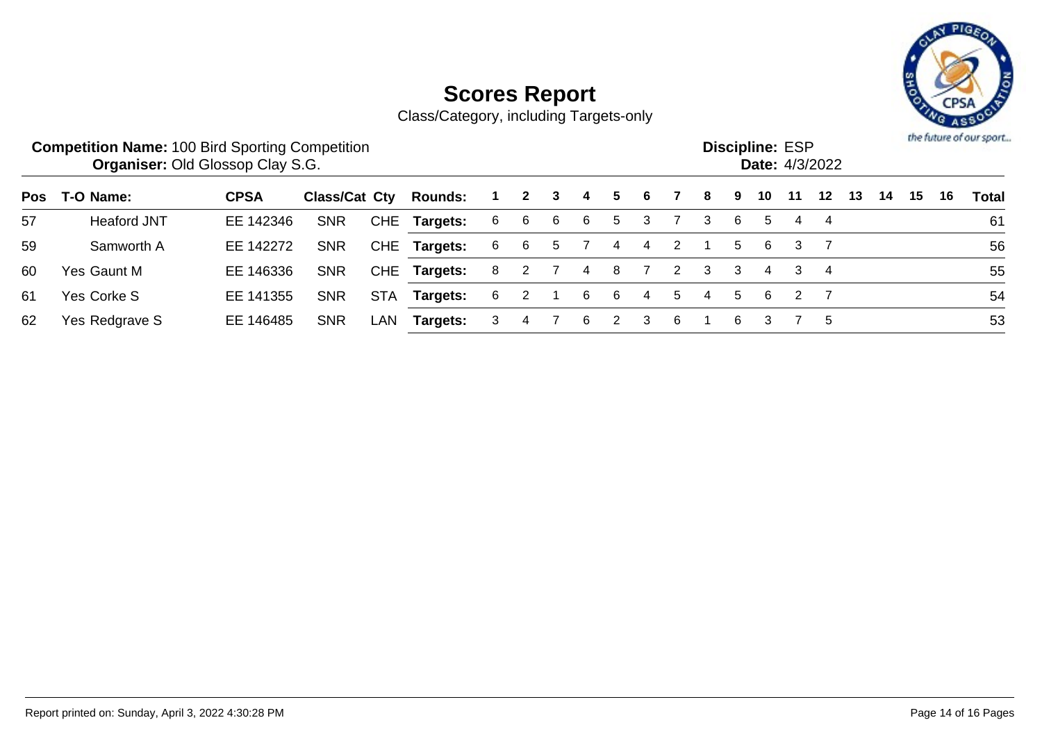# Scores Report

Class/Category, including Targets-only

**Competition Name:** 100 Bird Sporting Competition
**Organiser:** Old Glossop Clay S.G.

**Discipline:** ESP
**Date:** 4/3/2022

| Pos | T-O | Name: | CPSA | Class/Cat | Cty | Rounds: | 1 | 2 | 3 | 4 | 5 | 6 | 7 | 8 | 9 | 10 | 11 | 12 | 13 | 14 | 15 | 16 | Total |
|---|---|---|---|---|---|---|---|---|---|---|---|---|---|---|---|---|---|---|---|---|---|---|---|
| 57 | | Heaford JNT | EE 142346 | SNR | CHE | **Targets:** | 6 | 6 | 6 | 6 | 5 | 3 | 7 | 3 | 6 | 5 | 4 | 4 | | | | | 61 |
| 59 | | Samworth A | EE 142272 | SNR | CHE | **Targets:** | 6 | 6 | 5 | 7 | 4 | 4 | 2 | 1 | 5 | 6 | 3 | 7 | | | | | 56 |
| 60 | Yes | Gaunt M | EE 146336 | SNR | CHE | **Targets:** | 8 | 2 | 7 | 4 | 8 | 7 | 2 | 3 | 3 | 4 | 3 | 4 | | | | | 55 |
| 61 | Yes | Corke S | EE 141355 | SNR | STA | **Targets:** | 6 | 2 | 1 | 6 | 6 | 4 | 5 | 4 | 5 | 6 | 2 | 7 | | | | | 54 |
| 62 | Yes | Redgrave S | EE 146485 | SNR | LAN | **Targets:** | 3 | 4 | 7 | 6 | 2 | 3 | 6 | 1 | 6 | 3 | 7 | 5 | | | | | 53 |

Report printed on: Sunday, April 3, 2022 4:30:28 PM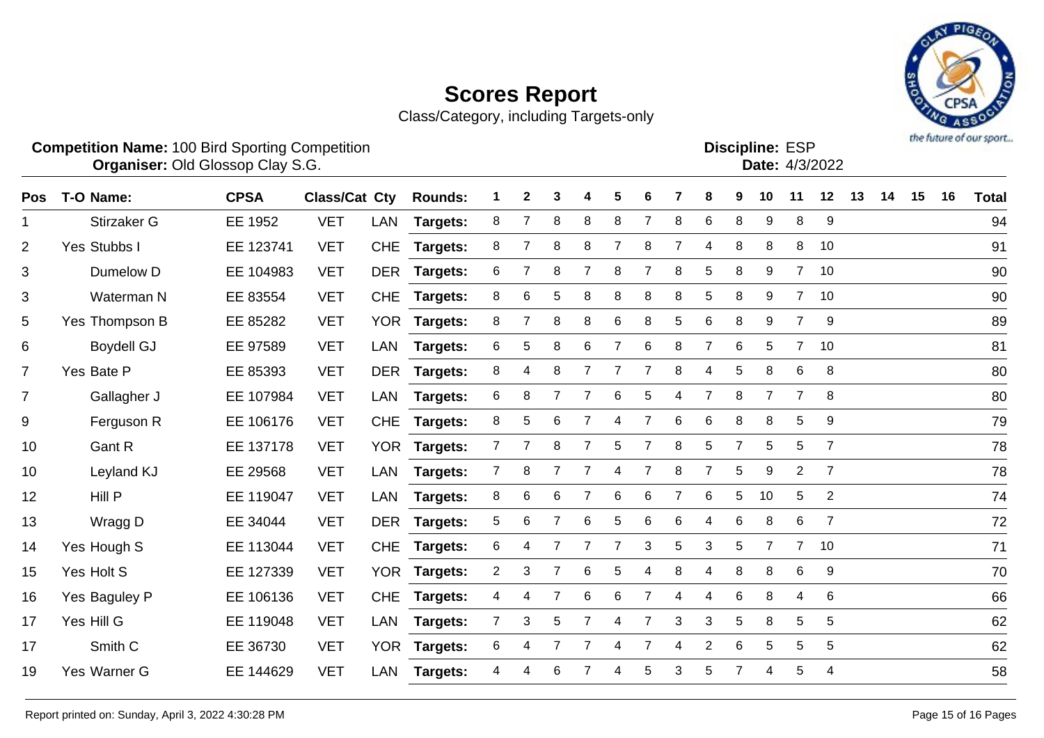# Scores Report

Class/Category, including Targets-only

**Competition Name:** 100 Bird Sporting Competition
**Organiser:** Old Glossop Clay S.G.

**Discipline:** ESP
**Date:** 4/3/2022

| Pos | T-O | Name: | CPSA | Class/Cat | Cty | Rounds: | 1 | 2 | 3 | 4 | 5 | 6 | 7 | 8 | 9 | 10 | 11 | 12 | 13 | 14 | 15 | 16 | Total |
|---|---|---|---|---|---|---|---|---|---|---|---|---|---|---|---|---|---|---|---|---|---|---|---|
| 1 | | Stirzaker G | EE 1952 | VET | LAN | Targets: | 8 | 7 | 8 | 8 | 8 | 7 | 8 | 6 | 8 | 9 | 8 | 9 | | | | | 94 |
| 2 | Yes | Stubbs I | EE 123741 | VET | CHE | Targets: | 8 | 7 | 8 | 8 | 7 | 8 | 7 | 4 | 8 | 8 | 8 | 10 | | | | | 91 |
| 3 | | Dumelow D | EE 104983 | VET | DER | Targets: | 6 | 7 | 8 | 7 | 8 | 7 | 8 | 5 | 8 | 9 | 7 | 10 | | | | | 90 |
| 3 | | Waterman N | EE 83554 | VET | CHE | Targets: | 8 | 6 | 5 | 8 | 8 | 8 | 8 | 5 | 8 | 9 | 7 | 10 | | | | | 90 |
| 5 | Yes | Thompson B | EE 85282 | VET | YOR | Targets: | 8 | 7 | 8 | 8 | 6 | 8 | 5 | 6 | 8 | 9 | 7 | 9 | | | | | 89 |
| 6 | | Boydell GJ | EE 97589 | VET | LAN | Targets: | 6 | 5 | 8 | 6 | 7 | 6 | 8 | 7 | 6 | 5 | 7 | 10 | | | | | 81 |
| 7 | Yes | Bate P | EE 85393 | VET | DER | Targets: | 8 | 4 | 8 | 7 | 7 | 7 | 8 | 4 | 5 | 8 | 6 | 8 | | | | | 80 |
| 7 | | Gallagher J | EE 107984 | VET | LAN | Targets: | 6 | 8 | 7 | 7 | 6 | 5 | 4 | 7 | 8 | 7 | 7 | 8 | | | | | 80 |
| 9 | | Ferguson R | EE 106176 | VET | CHE | Targets: | 8 | 5 | 6 | 7 | 4 | 7 | 6 | 6 | 8 | 8 | 5 | 9 | | | | | 79 |
| 10 | | Gant R | EE 137178 | VET | YOR | Targets: | 7 | 7 | 8 | 7 | 5 | 7 | 8 | 5 | 7 | 5 | 5 | 7 | | | | | 78 |
| 10 | | Leyland KJ | EE 29568 | VET | LAN | Targets: | 7 | 8 | 7 | 7 | 4 | 7 | 8 | 7 | 5 | 9 | 2 | 7 | | | | | 78 |
| 12 | | Hill P | EE 119047 | VET | LAN | Targets: | 8 | 6 | 6 | 7 | 6 | 6 | 7 | 6 | 5 | 10 | 5 | 2 | | | | | 74 |
| 13 | | Wragg D | EE 34044 | VET | DER | Targets: | 5 | 6 | 7 | 6 | 5 | 6 | 6 | 4 | 6 | 8 | 6 | 7 | | | | | 72 |
| 14 | Yes | Hough S | EE 113044 | VET | CHE | Targets: | 6 | 4 | 7 | 7 | 7 | 3 | 5 | 3 | 5 | 7 | 7 | 10 | | | | | 71 |
| 15 | Yes | Holt S | EE 127339 | VET | YOR | Targets: | 2 | 3 | 7 | 6 | 5 | 4 | 8 | 4 | 8 | 8 | 6 | 9 | | | | | 70 |
| 16 | Yes | Baguley P | EE 106136 | VET | CHE | Targets: | 4 | 4 | 7 | 6 | 6 | 7 | 4 | 4 | 6 | 8 | 4 | 6 | | | | | 66 |
| 17 | Yes | Hill G | EE 119048 | VET | LAN | Targets: | 7 | 3 | 5 | 7 | 4 | 7 | 3 | 3 | 5 | 8 | 5 | 5 | | | | | 62 |
| 17 | | Smith C | EE 36730 | VET | YOR | Targets: | 6 | 4 | 7 | 7 | 4 | 7 | 4 | 2 | 6 | 5 | 5 | 5 | | | | | 62 |
| 19 | Yes | Warner G | EE 144629 | VET | LAN | Targets: | 4 | 4 | 6 | 7 | 4 | 5 | 3 | 5 | 7 | 4 | 5 | 4 | | | | | 58 |

Report printed on: Sunday, April 3, 2022 4:30:28 PM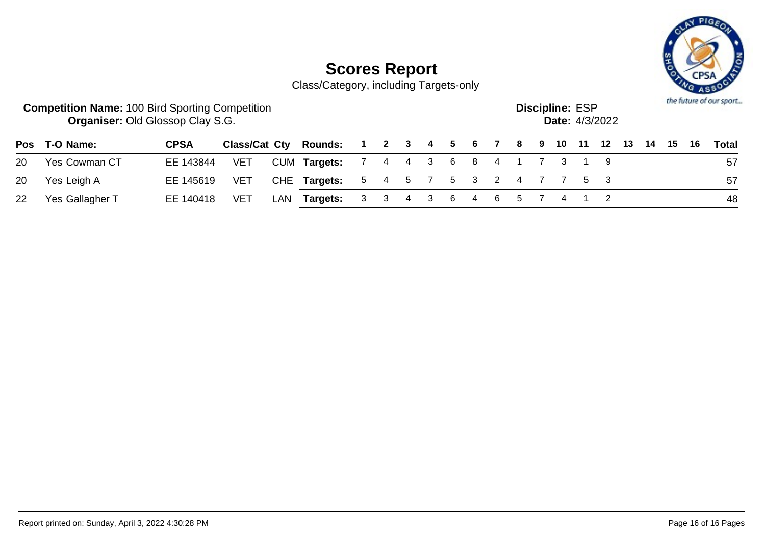# Scores Report

Class/Category, including Targets-only

**Competition Name:** 100 Bird Sporting Competition
**Organiser:** Old Glossop Clay S.G.

**Discipline:** ESP
**Date:** 4/3/2022

| Pos | T-O Name: | CPSA | Class/Cat | Cty | Rounds: | 1 | 2 | 3 | 4 | 5 | 6 | 7 | 8 | 9 | 10 | 11 | 12 | 13 | 14 | 15 | 16 | Total |
|---|---|---|---|---|---|---|---|---|---|---|---|---|---|---|---|---|---|---|---|---|---|---|
| 20 | Yes Cowman CT | EE 143844 | VET | CUM | **Targets:** | 7 | 4 | 4 | 3 | 6 | 8 | 4 | 1 | 7 | 3 | 1 | 9 | | | | | 57 |
| 20 | Yes Leigh A | EE 145619 | VET | CHE | **Targets:** | 5 | 4 | 5 | 7 | 5 | 3 | 2 | 4 | 7 | 7 | 5 | 3 | | | | | 57 |
| 22 | Yes Gallagher T | EE 140418 | VET | LAN | **Targets:** | 3 | 3 | 4 | 3 | 6 | 4 | 6 | 5 | 7 | 4 | 1 | 2 | | | | | 48 |

Report printed on: Sunday, April 3, 2022 4:30:28 PM